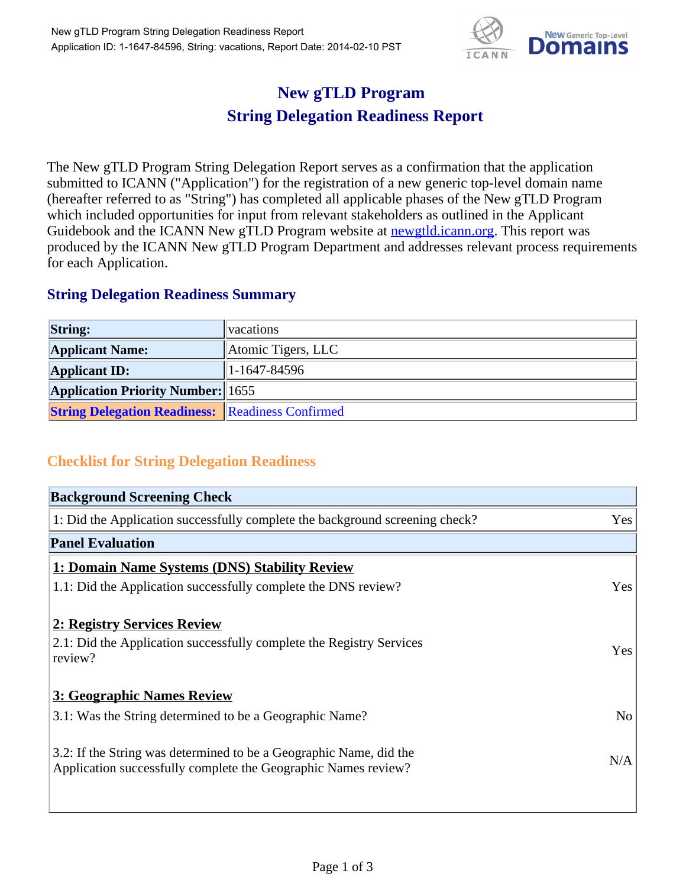# New gTLD Program
# String Delegation Readiness Report

The New gTLD Program String Delegation Report serves as a confirmation that the application submitted to ICANN ("Application") for the registration of a new generic top-level domain name (hereafter referred to as "String") has completed all applicable phases of the New gTLD Program which included opportunities for input from relevant stakeholders as outlined in the Applicant Guidebook and the ICANN New gTLD Program website at newgtld.icann.org. This report was produced by the ICANN New gTLD Program Department and addresses relevant process requirements for each Application.

## String Delegation Readiness Summary

| | |
|---|---|
| **String:** | vacations |
| **Applicant Name:** | Atomic Tigers, LLC |
| **Applicant ID:** | 1-1647-84596 |
| **Application Priority Number:** | 1655 |
| **String Delegation Readiness:** | Readiness Confirmed |

## Checklist for String Delegation Readiness

| **Background Screening Check** | |
|---|---|
| 1: Did the Application successfully complete the background screening check? | Yes |
| **Panel Evaluation** | |
| **1: Domain Name Systems (DNS) Stability Review** | |
| 1.1: Did the Application successfully complete the DNS review? | Yes |
| **2: Registry Services Review** | |
| 2.1: Did the Application successfully complete the Registry Services review? | Yes |
| **3: Geographic Names Review** | |
| 3.1: Was the String determined to be a Geographic Name? | No |
| 3.2: If the String was determined to be a Geographic Name, did the Application successfully complete the Geographic Names review? | N/A |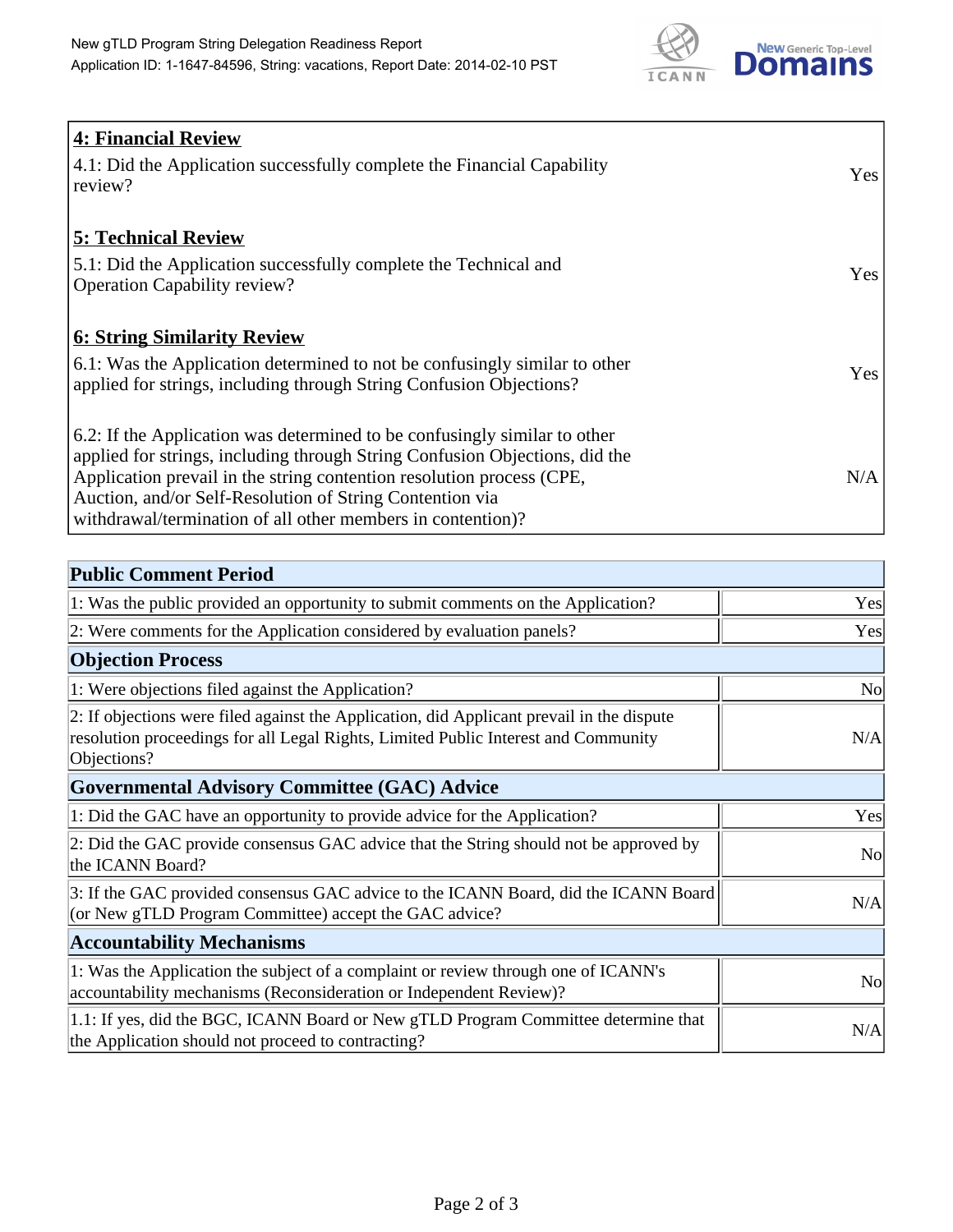| **4: Financial Review** | |
|---|---|
| 4.1: Did the Application successfully complete the Financial Capability review? | Yes |
| **5: Technical Review** | |
| 5.1: Did the Application successfully complete the Technical and Operation Capability review? | Yes |
| **6: String Similarity Review** | |
| 6.1: Was the Application determined to not be confusingly similar to other applied for strings, including through String Confusion Objections? | Yes |
| 6.2: If the Application was determined to be confusingly similar to other applied for strings, including through String Confusion Objections, did the Application prevail in the string contention resolution process (CPE, Auction, and/or Self-Resolution of String Contention via withdrawal/termination of all other members in contention)? | N/A |

| **Public Comment Period** | |
|---|---|
| 1: Was the public provided an opportunity to submit comments on the Application? | Yes |
| 2: Were comments for the Application considered by evaluation panels? | Yes |
| **Objection Process** | |
| 1: Were objections filed against the Application? | No |
| 2: If objections were filed against the Application, did Applicant prevail in the dispute resolution proceedings for all Legal Rights, Limited Public Interest and Community Objections? | N/A |
| **Governmental Advisory Committee (GAC) Advice** | |
| 1: Did the GAC have an opportunity to provide advice for the Application? | Yes |
| 2: Did the GAC provide consensus GAC advice that the String should not be approved by the ICANN Board? | No |
| 3: If the GAC provided consensus GAC advice to the ICANN Board, did the ICANN Board (or New gTLD Program Committee) accept the GAC advice? | N/A |
| **Accountability Mechanisms** | |
| 1: Was the Application the subject of a complaint or review through one of ICANN's accountability mechanisms (Reconsideration or Independent Review)? | No |
| 1.1: If yes, did the BGC, ICANN Board or New gTLD Program Committee determine that the Application should not proceed to contracting? | N/A |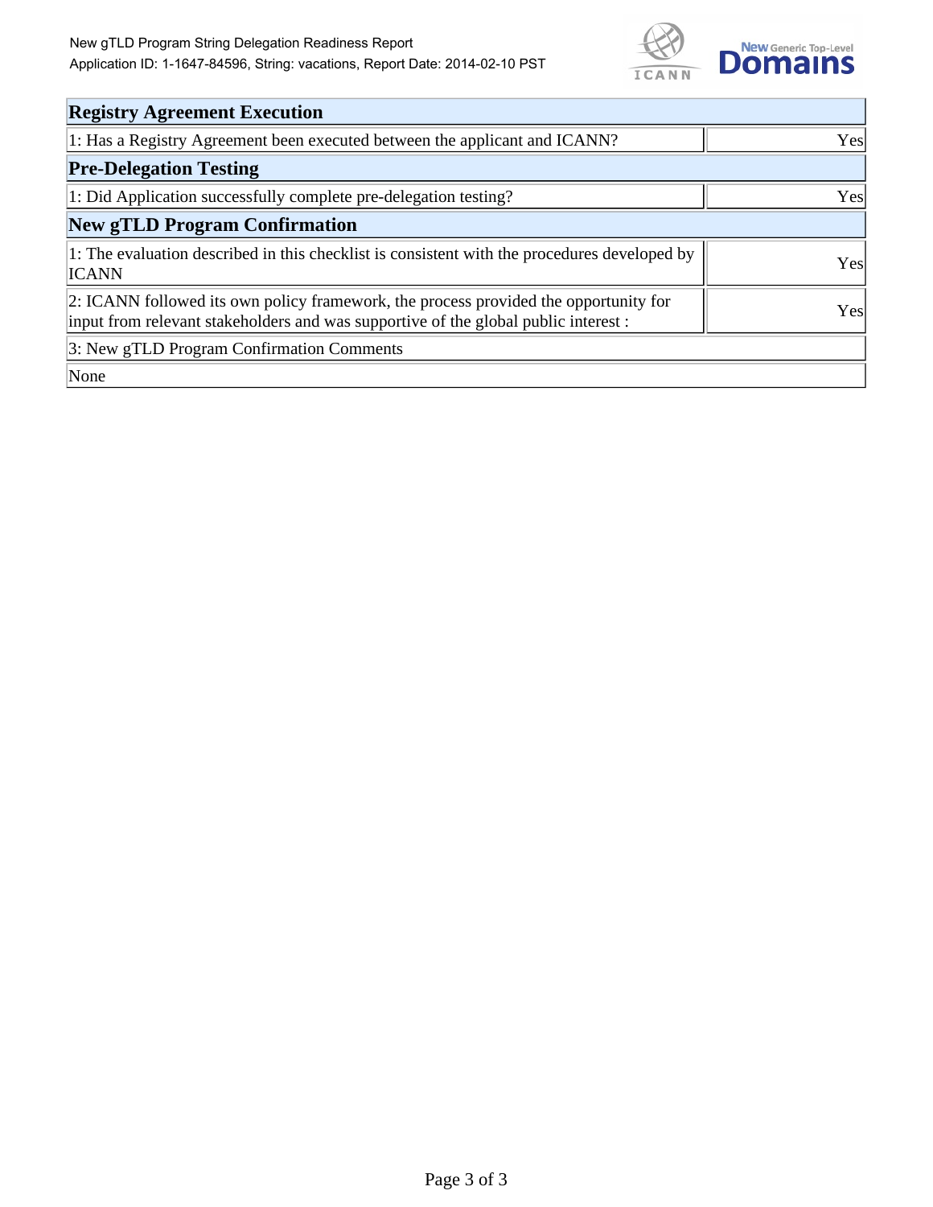| Registry Agreement Execution | |
|---|---|
| 1: Has a Registry Agreement been executed between the applicant and ICANN? | Yes |

| Pre-Delegation Testing | |
|---|---|
| 1: Did Application successfully complete pre-delegation testing? | Yes |

| New gTLD Program Confirmation | |
|---|---|
| 1: The evaluation described in this checklist is consistent with the procedures developed by ICANN | Yes |
| 2: ICANN followed its own policy framework, the process provided the opportunity for input from relevant stakeholders and was supportive of the global public interest : | Yes |
| 3: New gTLD Program Confirmation Comments | |
| None | |